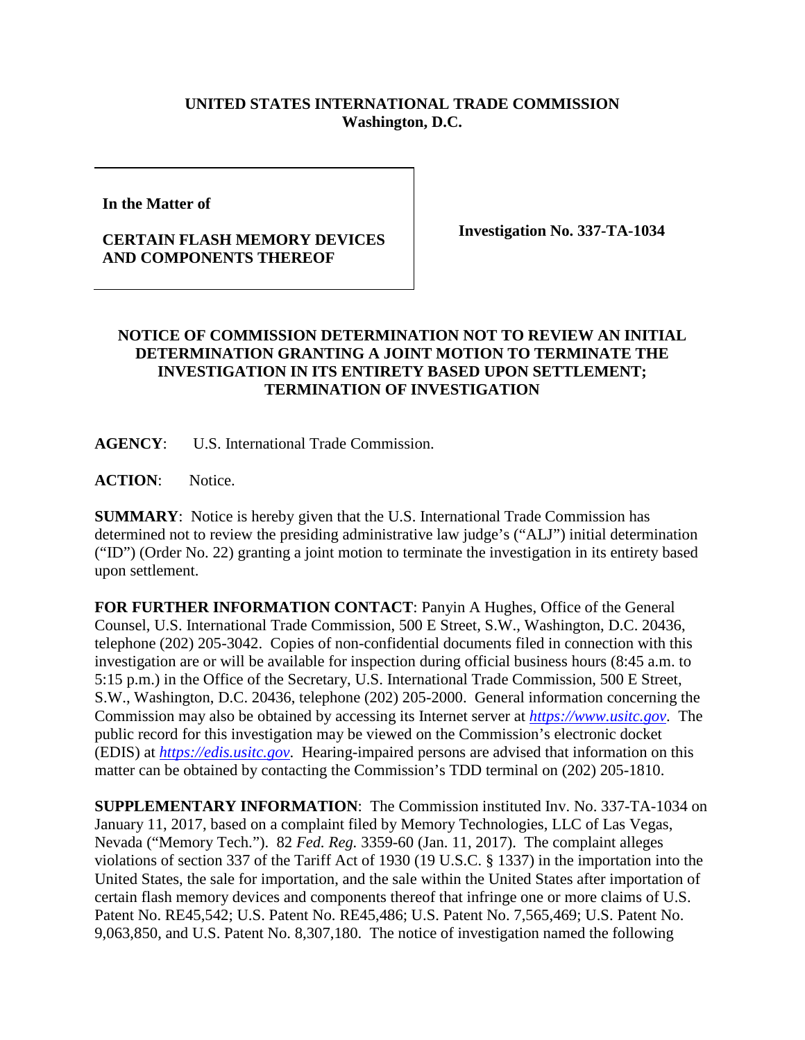**UNITED STATES INTERNATIONAL TRADE COMMISSION**
**Washington, D.C.**

| | |
|---|---|
| **In the Matter of**<br><br>**CERTAIN FLASH MEMORY DEVICES AND COMPONENTS THEREOF** | **Investigation No. 337-TA-1034** |

**NOTICE OF COMMISSION DETERMINATION NOT TO REVIEW AN INITIAL DETERMINATION GRANTING A JOINT MOTION TO TERMINATE THE INVESTIGATION IN ITS ENTIRETY BASED UPON SETTLEMENT; TERMINATION OF INVESTIGATION**

**AGENCY**: U.S. International Trade Commission.

**ACTION**: Notice.

**SUMMARY**: Notice is hereby given that the U.S. International Trade Commission has determined not to review the presiding administrative law judge's ("ALJ") initial determination ("ID") (Order No. 22) granting a joint motion to terminate the investigation in its entirety based upon settlement.

**FOR FURTHER INFORMATION CONTACT**: Panyin A Hughes, Office of the General Counsel, U.S. International Trade Commission, 500 E Street, S.W., Washington, D.C. 20436, telephone (202) 205-3042. Copies of non-confidential documents filed in connection with this investigation are or will be available for inspection during official business hours (8:45 a.m. to 5:15 p.m.) in the Office of the Secretary, U.S. International Trade Commission, 500 E Street, S.W., Washington, D.C. 20436, telephone (202) 205-2000. General information concerning the Commission may also be obtained by accessing its Internet server at *https://www.usitc.gov*. The public record for this investigation may be viewed on the Commission's electronic docket (EDIS) at *https://edis.usitc.gov*. Hearing-impaired persons are advised that information on this matter can be obtained by contacting the Commission's TDD terminal on (202) 205-1810.

**SUPPLEMENTARY INFORMATION**: The Commission instituted Inv. No. 337-TA-1034 on January 11, 2017, based on a complaint filed by Memory Technologies, LLC of Las Vegas, Nevada ("Memory Tech."). 82 *Fed. Reg.* 3359-60 (Jan. 11, 2017). The complaint alleges violations of section 337 of the Tariff Act of 1930 (19 U.S.C. § 1337) in the importation into the United States, the sale for importation, and the sale within the United States after importation of certain flash memory devices and components thereof that infringe one or more claims of U.S. Patent No. RE45,542; U.S. Patent No. RE45,486; U.S. Patent No. 7,565,469; U.S. Patent No. 9,063,850, and U.S. Patent No. 8,307,180. The notice of investigation named the following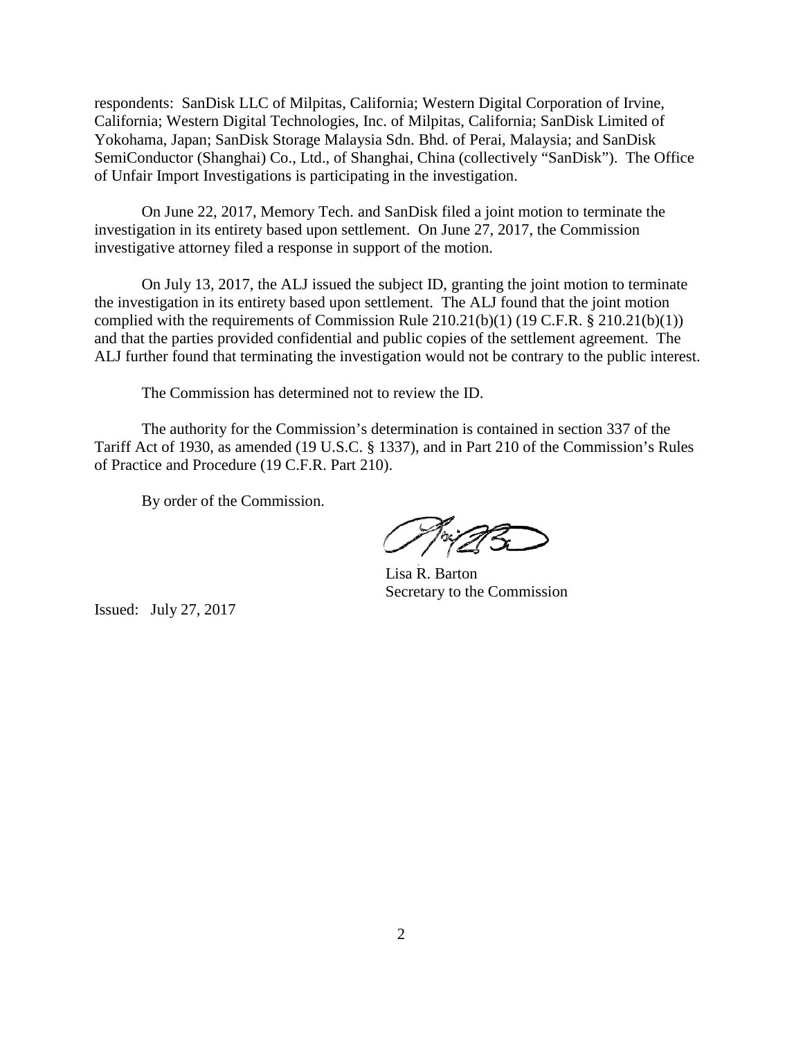respondents: SanDisk LLC of Milpitas, California; Western Digital Corporation of Irvine, California; Western Digital Technologies, Inc. of Milpitas, California; SanDisk Limited of Yokohama, Japan; SanDisk Storage Malaysia Sdn. Bhd. of Perai, Malaysia; and SanDisk SemiConductor (Shanghai) Co., Ltd., of Shanghai, China (collectively "SanDisk"). The Office of Unfair Import Investigations is participating in the investigation.

On June 22, 2017, Memory Tech. and SanDisk filed a joint motion to terminate the investigation in its entirety based upon settlement. On June 27, 2017, the Commission investigative attorney filed a response in support of the motion.

On July 13, 2017, the ALJ issued the subject ID, granting the joint motion to terminate the investigation in its entirety based upon settlement. The ALJ found that the joint motion complied with the requirements of Commission Rule 210.21(b)(1) (19 C.F.R. § 210.21(b)(1)) and that the parties provided confidential and public copies of the settlement agreement. The ALJ further found that terminating the investigation would not be contrary to the public interest.

The Commission has determined not to review the ID.

The authority for the Commission's determination is contained in section 337 of the Tariff Act of 1930, as amended (19 U.S.C. § 1337), and in Part 210 of the Commission's Rules of Practice and Procedure (19 C.F.R. Part 210).

By order of the Commission.

Lisa R. Barton
Secretary to the Commission

Issued: July 27, 2017